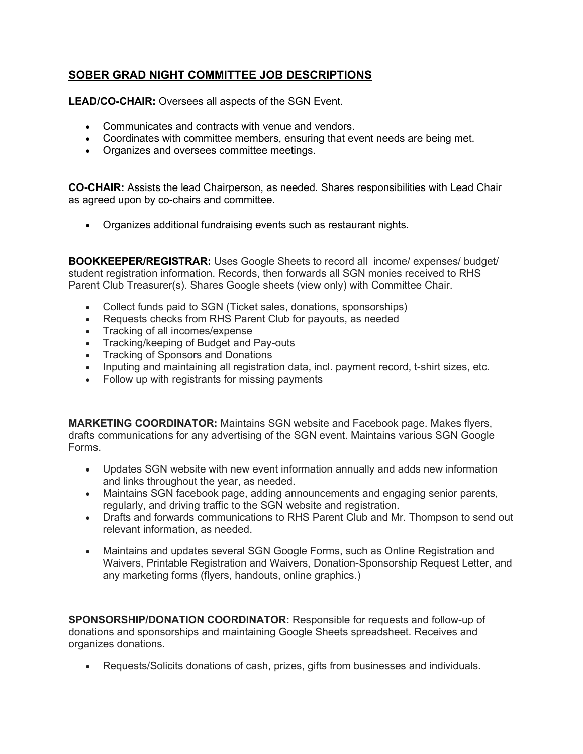## SOBER GRAD NIGHT COMMITTEE JOB DESCRIPTIONS

**LEAD/CO-CHAIR:** Oversees all aspects of the SGN Event.

- Communicates and contracts with venue and vendors.
- Coordinates with committee members, ensuring that event needs are being met.
- Organizes and oversees committee meetings.

**CO-CHAIR:** Assists the lead Chairperson, as needed. Shares responsibilities with Lead Chair as agreed upon by co-chairs and committee.

- Organizes additional fundraising events such as restaurant nights.

**BOOKKEEPER/REGISTRAR:** Uses Google Sheets to record all income/ expenses/ budget/ student registration information. Records, then forwards all SGN monies received to RHS Parent Club Treasurer(s). Shares Google sheets (view only) with Committee Chair.

- Collect funds paid to SGN (Ticket sales, donations, sponsorships)
- Requests checks from RHS Parent Club for payouts, as needed
- Tracking of all incomes/expense
- Tracking/keeping of Budget and Pay-outs
- Tracking of Sponsors and Donations
- Inputing and maintaining all registration data, incl. payment record, t-shirt sizes, etc.
- Follow up with registrants for missing payments

**MARKETING COORDINATOR:** Maintains SGN website and Facebook page. Makes flyers, drafts communications for any advertising of the SGN event. Maintains various SGN Google Forms.

- Updates SGN website with new event information annually and adds new information and links throughout the year, as needed.
- Maintains SGN facebook page, adding announcements and engaging senior parents, regularly, and driving traffic to the SGN website and registration.
- Drafts and forwards communications to RHS Parent Club and Mr. Thompson to send out relevant information, as needed.
- Maintains and updates several SGN Google Forms, such as Online Registration and Waivers, Printable Registration and Waivers, Donation-Sponsorship Request Letter, and any marketing forms (flyers, handouts, online graphics.)

**SPONSORSHIP/DONATION COORDINATOR:** Responsible for requests and follow-up of donations and sponsorships and maintaining Google Sheets spreadsheet. Receives and organizes donations.

- Requests/Solicits donations of cash, prizes, gifts from businesses and individuals.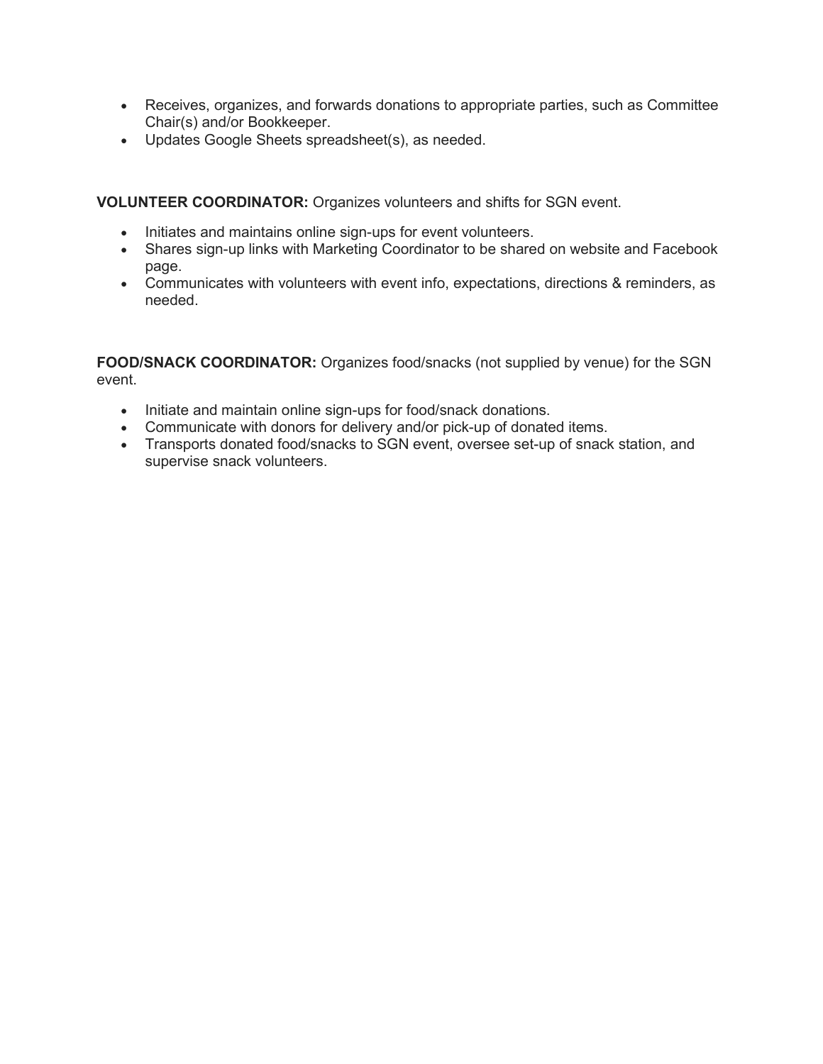- Receives, organizes, and forwards donations to appropriate parties, such as Committee Chair(s) and/or Bookkeeper.
- Updates Google Sheets spreadsheet(s), as needed.

**VOLUNTEER COORDINATOR:** Organizes volunteers and shifts for SGN event.

- Initiates and maintains online sign-ups for event volunteers.
- Shares sign-up links with Marketing Coordinator to be shared on website and Facebook page.
- Communicates with volunteers with event info, expectations, directions & reminders, as needed.

**FOOD/SNACK COORDINATOR:** Organizes food/snacks (not supplied by venue) for the SGN event.

- Initiate and maintain online sign-ups for food/snack donations.
- Communicate with donors for delivery and/or pick-up of donated items.
- Transports donated food/snacks to SGN event, oversee set-up of snack station, and supervise snack volunteers.